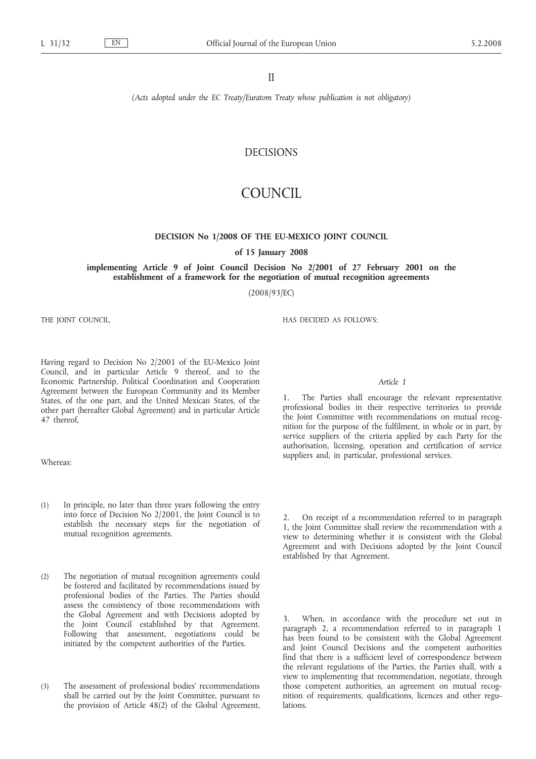II

*(Acts adopted under the EC Treaty/Euratom Treaty whose publication is not obligatory)*

# DECISIONS

# COUNCIL

## DECISION No 1/2008 OF THE EU-MEXICO JOINT COUNCIL

### of 15 January 2008

### implementing Article 9 of Joint Council Decision No 2/2001 of 27 February 2001 on the establishment of a framework for the negotiation of mutual recognition agreements

(2008/93/EC)

THE JOINT COUNCIL,

Having regard to Decision No 2/2001 of the EU-Mexico Joint Council, and in particular Article 9 thereof, and to the Economic Partnership, Political Coordination and Cooperation Agreement between the European Community and its Member States, of the one part, and the United Mexican States, of the other part (hereafter Global Agreement) and in particular Article 47 thereof,

Whereas:

(1) In principle, no later than three years following the entry into force of Decision No 2/2001, the Joint Council is to establish the necessary steps for the negotiation of mutual recognition agreements.

(2) The negotiation of mutual recognition agreements could be fostered and facilitated by recommendations issued by professional bodies of the Parties. The Parties should assess the consistency of those recommendations with the Global Agreement and with Decisions adopted by the Joint Council established by that Agreement. Following that assessment, negotiations could be initiated by the competent authorities of the Parties.

(3) The assessment of professional bodies' recommendations shall be carried out by the Joint Committee, pursuant to the provision of Article 48(2) of the Global Agreement,

HAS DECIDED AS FOLLOWS:

*Article 1*

1. The Parties shall encourage the relevant representative professional bodies in their respective territories to provide the Joint Committee with recommendations on mutual recognition for the purpose of the fulfilment, in whole or in part, by service suppliers of the criteria applied by each Party for the authorisation, licensing, operation and certification of service suppliers and, in particular, professional services.

2. On receipt of a recommendation referred to in paragraph 1, the Joint Committee shall review the recommendation with a view to determining whether it is consistent with the Global Agreement and with Decisions adopted by the Joint Council established by that Agreement.

3. When, in accordance with the procedure set out in paragraph 2, a recommendation referred to in paragraph 1 has been found to be consistent with the Global Agreement and Joint Council Decisions and the competent authorities find that there is a sufficient level of correspondence between the relevant regulations of the Parties, the Parties shall, with a view to implementing that recommendation, negotiate, through those competent authorities, an agreement on mutual recognition of requirements, qualifications, licences and other regulations.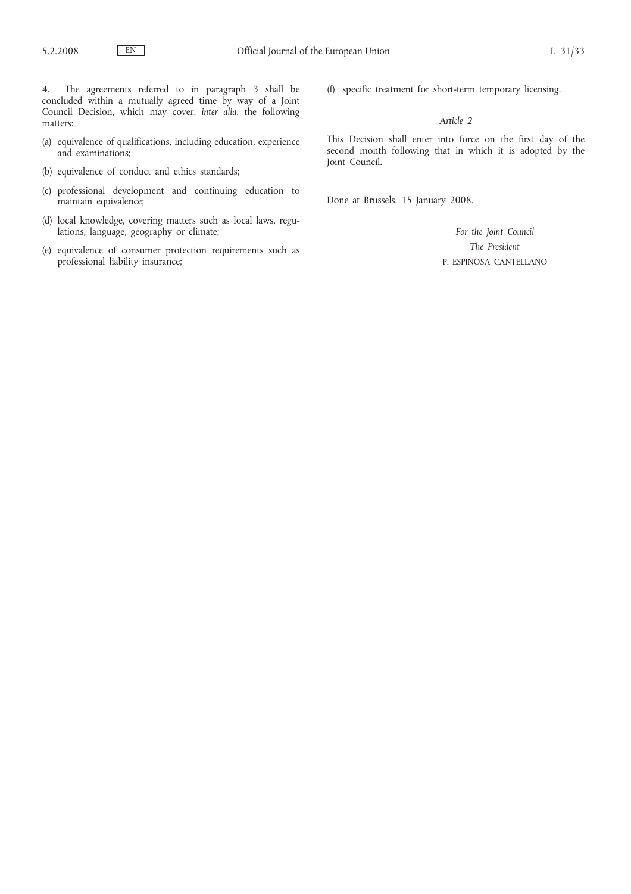4. The agreements referred to in paragraph 3 shall be concluded within a mutually agreed time by way of a Joint Council Decision, which may cover, *inter alia*, the following matters:

(a) equivalence of qualifications, including education, experience and examinations;

(b) equivalence of conduct and ethics standards;

(c) professional development and continuing education to maintain equivalence;

(d) local knowledge, covering matters such as local laws, regulations, language, geography or climate;

(e) equivalence of consumer protection requirements such as professional liability insurance;

(f) specific treatment for short-term temporary licensing.

*Article 2*

This Decision shall enter into force on the first day of the second month following that in which it is adopted by the Joint Council.

Done at Brussels, 15 January 2008.

*For the Joint Council*

*The President*

P. ESPINOSA CANTELLANO